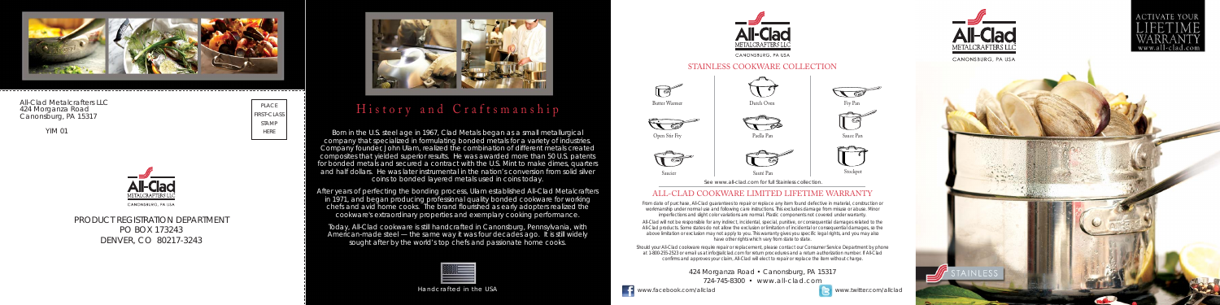All-Clad Metalcrafters LLC
424 Morganza Road
Canonsburg, PA 15317

YIM 01

PLACE
FIRST-CLASS
STAMP
HERE

All-Clad
METALCRAFTERS LLC
CANONSBURG, PA USA

PRODUCT REGISTRATION DEPARTMENT
PO BOX 173243
DENVER, CO 80217-3243

# History and Craftsmanship

Born in the U.S. steel age in 1967, Clad Metals began as a small metallurgical company that specialized in formulating bonded metals for a variety of industries. Company founder John Ulam, realized the combination of different metals created composites that yielded superior results. He was awarded more than 50 U.S. patents for bonded metals and secured a contract with the U.S. Mint to make dimes, quarters and half dollars. He was later instrumental in the nation's conversion from solid silver coins to bonded layered metals used in coins today.

After years of perfecting the bonding process, Ulam established All-Clad Metalcrafters in 1971, and began producing professional quality bonded cookware for working chefs and avid home cooks. The brand flourished as early adopters realized the cookware's extraordinary properties and exemplary cooking performance.

Today, All-Clad cookware is still handcrafted in Canonsburg, Pennsylvania, with American-made steel — the same way it was four decades ago. It is still widely sought after by the world's top chefs and passionate home cooks.

Handcrafted in the USA

All-Clad
METALCRAFTERS LLC
CANONSBURG, PA USA

## STAINLESS COOKWARE COLLECTION

- Butter Warmer
- Dutch Oven
- Fry Pan
- Open Stir Fry
- Paella Pan
- Sauce Pan
- Saucier
- Saute Pan
- Stockpot

See www.all-clad.com for full Stainless collection.

## ALL-CLAD COOKWARE LIMITED LIFETIME WARRANTY

From date of purchase, All-Clad guarantees to repair or replace any item found defective in material, construction or workmanship under normal use and following care instructions. This excludes damage from misuse or abuse. Minor imperfections and slight color variations are normal. Plastic components not covered under warranty.

All-Clad will not be responsible for any indirect, incidental, special, punitive, or consequential damages related to the All-Clad products. Some states do not allow the exclusion or limitation of incidental or consequential damages, so the above limitation or exclusion may not apply to you. This warranty gives you specific legal rights, and you may also have other rights which vary from state to state.

Should your All-Clad cookware require repair or replacement, please contact our Consumer Service Department by phone at 1-800-255-2523 or email us at info@allclad.com for return procedures and a return authorization number. If All-Clad confirms and approves your claim, All-Clad will elect to repair or replace the item without charge.

424 Morganza Road • Canonsburg, PA 15317
724-745-8300 • www.all-clad.com

www.facebook.com/allclad

www.twitter.com/allclad

All-Clad
METALCRAFTERS LLC
CANONSBURG, PA USA

ACTIVATE YOUR
LIFETIME
WARRANTY
www.all-clad.com

STAINLESS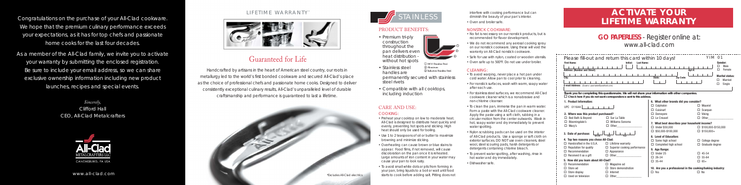Congratulations on the purchase of your All-Clad cookware. We hope that the premium culinary performance exceeds your expectations, as it has for top chefs and passionate home cooks for the last four decades.

As a member of the All-Clad family, we invite you to activate your warranty by submitting the enclosed registration. Be sure to include your email address, so we can share exclusive ownership information including new product launches, recipes and special events.

*Sincerely,*
Clifford Hall
CEO, All-Clad Metalcrafters

ALL-CLAD METALCRAFTERS LLC
CANONSBURG, PA USA

www.all-clad.com

LIFETIME WARRANTY*

# Guaranteed for Life

Handcrafted by artisans in the heart of American steel country, our roots in metallurgy led to the world's first bonded cookware and secured All-Clad's place as the choice of professional chefs and passionate home cooks. Designed to deliver consistently exceptional culinary results, All-Clad's unparalleled level of durable craftsmanship and performance is guaranteed to last a lifetime.

*Excludes All-Clad electrics

## STAINLESS

### PRODUCT BENEFITS:

- Premium tri-ply construction throughout the pan delivers even heat distribution - without hot spots
- Stainless steel handles are permanently secured with stainless steel rivets
- Compatible with all cooktops, including induction

① 18/10 Stainless Steel
② Aluminum
③ Induction Stainless Steel

### CARE AND USE:

#### COOKING:

- Preheat your cooktop on low to moderate heat. All-Clad is designed to distribute heat quickly and evenly, preventing hot spots and sticking. High heat should only be used for boiling.
- Use 1 to 2 teaspoons of oil or butter to maximize browning and minimize sticking.
- Overheating can cause brown or blue stains to appear. Food films, if not removed, will cause discoloration on the pan once it is reheated. Large amounts of iron content in your water may cause your pan to look rusty.
- To avoid small white dots or pits from forming in your pan, bring liquids to a boil or wait until food starts to cook before adding salt. Pitting does not interfere with cooking performance but can diminish the beauty of your pan's interior.
- Oven and broiler safe.

#### NONSTICK COOKWARE:

- No fat is necessary on our nonstick products, but is recommended for flavor development.
- We do not recommend any aerosol cooking spray on our nonstick cookware. Using these will void the warranty on All-Clad nonstick cookware.
- Safe for use with nylon, coated or wooden utensils.
- Oven safe up to 500°F. Do not use under broiler.

#### CLEANING:

- To avoid warping, never place a hot pan under cold water. Allow pan to cool prior to cleaning.
- For nonstick surfaces, wash with warm, soapy water after each use.
- For stainless steel surfaces, we recommend All-Clad cookware cleaner which is a nonabrasive and non-chlorine cleanser.
- To clean the pan, immerse the pan in warm water. Form a paste with the All-Clad cookware cleaner. Apply the paste using a soft cloth, rubbing in a circular motion from the center outwards. Wash in hot, soapy water and dry immediately to prevent water spotting.
- Nylon scrubbing pads can be used on the interior of All-Clad products. Use a sponge or soft cloth on exterior surfaces. DO NOT use oven cleaners, steel wool, steel scouring pads, harsh detergents or detergents containing chlorine bleach.
- To prevent water spotting, after washing, rinse in hot water and dry immediately.
- Dishwasher safe.

# ACTIVATE YOUR LIFETIME WARRANTY

## GO PAPERLESS - Register online at: www.all-clad.com

Please fill-out and return this card within 10 days! YIM 01

First Name: ______ Initial: ___ Last Name: ______
Gender: ☐ Male ☐ Female
Address: (Number and Street) ______ Apt #: ___
Marital status: ☐ Married ☐ Single
City: ______ State: ___ Zip Code: ______
E-mail Address: (Example: yourname@yourhost.com) ______

**Thank you for completing this questionnaire. We will not share your information with other companies.**
☐ **Check here if you do not want correspondence sent to this address.**

**1. Product Information:**
UPC 011644 ______

**2. Where was this product purchased?**
☐ Bed Bath & Beyond ☐ Sur La Table
☐ Bloomingdale's ☐ Williams-Sonoma
☐ Macy's ☐ Other______

**3. Date of purchase:** Month ___ Day ___ Year ___

**4. Top two reasons you chose All-Clad:**
☐ Handcrafted in the U.S.A. ☐ Lifetime warranty
☐ Reputation for quality ☐ Superior cooking performance
☐ Recommendation ☐ Appearance
☐ Received it as a gift ☐ Other______

**5. How did you learn about All-Clad?**
☐ Recommendation ☐ Magazine ad
☐ Store ad ☐ Store demonstration
☐ Store display ☐ Internet
☐ Used on television ☐ Other______

**6. What other brands did you consider?**
☐ Calphalon ☐ Mauviel
☐ Cuisinart ☐ Scanpan
☐ Demeyere ☐ Viking
☐ Le Creuset ☐ Other______

**7. What best describes your household income?**
☐ Under $50,000 ☐ $100,000-$150,000
☐ $50,000-$100,000 ☐ $150,000+

**8. Level of Education:**
☐ Some high school ☐ College degree
☐ Completed high school ☐ Graduate degree

**9. Age Range:**
☐ Under 25 ☐ 45-54
☐ 26-34 ☐ 55-64
☐ 35-44 ☐ 65+

**10. Are you a professional in the cooking/baking industry:**
☐ Yes ☐ No